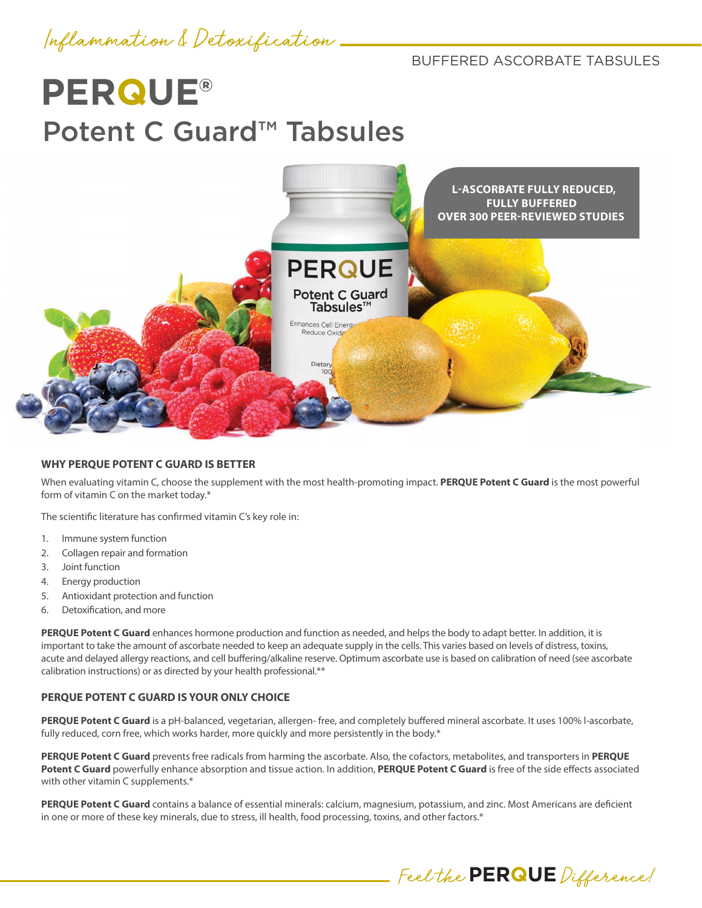Inflammation & Detoxification

BUFFERED ASCORBATE TABSULES

# PERQUE®

# Potent C Guard™ Tabsules

**L-ASCORBATE FULLY REDUCED, FULLY BUFFERED OVER 300 PEER-REVIEWED STUDIES**

## WHY PERQUE POTENT C GUARD IS BETTER

When evaluating vitamin C, choose the supplement with the most health-promoting impact. **PERQUE Potent C Guard** is the most powerful form of vitamin C on the market today.*

The scientific literature has confirmed vitamin C's key role in:

1. Immune system function
2. Collagen repair and formation
3. Joint function
4. Energy production
5. Antioxidant protection and function
6. Detoxification, and more

**PERQUE Potent C Guard** enhances hormone production and function as needed, and helps the body to adapt better. In addition, it is important to take the amount of ascorbate needed to keep an adequate supply in the cells. This varies based on levels of distress, toxins, acute and delayed allergy reactions, and cell buffering/alkaline reserve. Optimum ascorbate use is based on calibration of need (see ascorbate calibration instructions) or as directed by your health professional.**

## PERQUE POTENT C GUARD IS YOUR ONLY CHOICE

**PERQUE Potent C Guard** is a pH-balanced, vegetarian, allergen- free, and completely buffered mineral ascorbate. It uses 100% l-ascorbate, fully reduced, corn free, which works harder, more quickly and more persistently in the body.*

**PERQUE Potent C Guard** prevents free radicals from harming the ascorbate. Also, the cofactors, metabolites, and transporters in **PERQUE Potent C Guard** powerfully enhance absorption and tissue action. In addition, **PERQUE Potent C Guard** is free of the side effects associated with other vitamin C supplements.*

**PERQUE Potent C Guard** contains a balance of essential minerals: calcium, magnesium, potassium, and zinc. Most Americans are deficient in one or more of these key minerals, due to stress, ill health, food processing, toxins, and other factors.*

Feel the **PERQUE** Difference!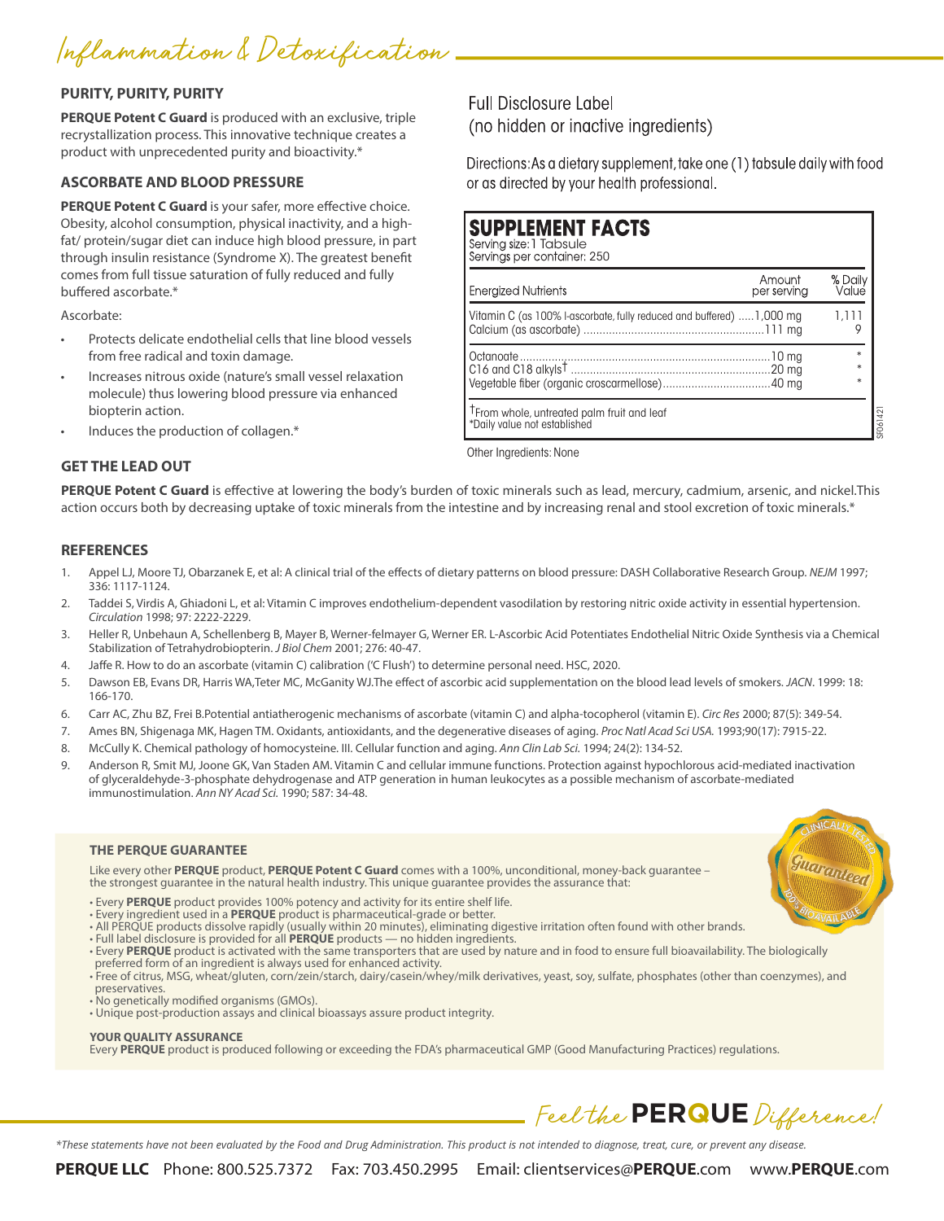# Inflammation & Detoxification

## PURITY, PURITY, PURITY

**PERQUE Potent C Guard** is produced with an exclusive, triple recrystallization process. This innovative technique creates a product with unprecedented purity and bioactivity.*

## ASCORBATE AND BLOOD PRESSURE

**PERQUE Potent C Guard** is your safer, more effective choice. Obesity, alcohol consumption, physical inactivity, and a high-fat/ protein/sugar diet can induce high blood pressure, in part through insulin resistance (Syndrome X). The greatest benefit comes from full tissue saturation of fully reduced and fully buffered ascorbate.*

Ascorbate:

- Protects delicate endothelial cells that line blood vessels from free radical and toxin damage.
- Increases nitrous oxide (nature's small vessel relaxation molecule) thus lowering blood pressure via enhanced biopterin action.
- Induces the production of collagen.*

## GET THE LEAD OUT

**PERQUE Potent C Guard** is effective at lowering the body's burden of toxic minerals such as lead, mercury, cadmium, arsenic, and nickel.This action occurs both by decreasing uptake of toxic minerals from the intestine and by increasing renal and stool excretion of toxic minerals.*

Full Disclosure Label
(no hidden or inactive ingredients)

Directions: As a dietary supplement, take one (1) tabsule daily with food or as directed by your health professional.

**SUPPLEMENT FACTS**
Serving size: 1 Tabsule
Servings per container: 250

| Energized Nutrients | Amount per serving | % Daily Value |
|---|---|---|
| Vitamin C (as 100% l-ascorbate, fully reduced and buffered) | 1,000 mg | 1,111 |
| Calcium (as ascorbate) | 111 mg | 9 |
| Octanoate | 10 mg | * |
| C16 and C18 alkyls† | 20 mg | * |
| Vegetable fiber (organic croscarmellose) | 40 mg | * |

†From whole, untreated palm fruit and leaf
*Daily value not established

SF061421

Other Ingredients: None

## REFERENCES

1. Appel LJ, Moore TJ, Obarzanek E, et al: A clinical trial of the effects of dietary patterns on blood pressure: DASH Collaborative Research Group. *NEJM* 1997; 336: 1117-1124.
2. Taddei S, Virdis A, Ghiadoni L, et al: Vitamin C improves endothelium-dependent vasodilation by restoring nitric oxide activity in essential hypertension. *Circulation* 1998; 97: 2222-2229.
3. Heller R, Unbehaun A, Schellenberg B, Mayer B, Werner-felmayer G, Werner ER. L-Ascorbic Acid Potentiates Endothelial Nitric Oxide Synthesis via a Chemical Stabilization of Tetrahydrobiopterin. *J Biol Chem* 2001; 276: 40-47.
4. Jaffe R. How to do an ascorbate (vitamin C) calibration ('C Flush') to determine personal need. HSC, 2020.
5. Dawson EB, Evans DR, Harris WA,Teter MC, McGanity WJ.The effect of ascorbic acid supplementation on the blood lead levels of smokers. *JACN*. 1999: 18: 166-170.
6. Carr AC, Zhu BZ, Frei B.Potential antiatherogenic mechanisms of ascorbate (vitamin C) and alpha-tocopherol (vitamin E). *Circ Res* 2000; 87(5): 349-54.
7. Ames BN, Shigenaga MK, Hagen TM. Oxidants, antioxidants, and the degenerative diseases of aging. *Proc Natl Acad Sci USA.* 1993;90(17): 7915-22.
8. McCully K. Chemical pathology of homocysteine. III. Cellular function and aging. *Ann Clin Lab Sci.* 1994; 24(2): 134-52.
9. Anderson R, Smit MJ, Joone GK, Van Staden AM. Vitamin C and cellular immune functions. Protection against hypochlorous acid-mediated inactivation of glyceraldehyde-3-phosphate dehydrogenase and ATP generation in human leukocytes as a possible mechanism of ascorbate-mediated immunostimulation. *Ann NY Acad Sci.* 1990; 587: 34-48.

### THE PERQUE GUARANTEE

Like every other **PERQUE** product, **PERQUE Potent C Guard** comes with a 100%, unconditional, money-back guarantee – the strongest guarantee in the natural health industry. This unique guarantee provides the assurance that:

- Every **PERQUE** product provides 100% potency and activity for its entire shelf life.
- Every ingredient used in a **PERQUE** product is pharmaceutical-grade or better.
- All PERQUE products dissolve rapidly (usually within 20 minutes), eliminating digestive irritation often found with other brands.
- Full label disclosure is provided for all **PERQUE** products — no hidden ingredients.
- Every **PERQUE** product is activated with the same transporters that are used by nature and in food to ensure full bioavailability. The biologically preferred form of an ingredient is always used for enhanced activity.
- Free of citrus, MSG, wheat/gluten, corn/zein/starch, dairy/casein/whey/milk derivatives, yeast, soy, sulfate, phosphates (other than coenzymes), and preservatives.
- No genetically modified organisms (GMOs).
- Unique post-production assays and clinical bioassays assure product integrity.

Clinically Tested · Guaranteed · 100% Bioavailable

**YOUR QUALITY ASSURANCE**
Every **PERQUE** product is produced following or exceeding the FDA's pharmaceutical GMP (Good Manufacturing Practices) regulations.

Feel the **PERQUE** Difference!

*These statements have not been evaluated by the Food and Drug Administration. This product is not intended to diagnose, treat, cure, or prevent any disease.*

**PERQUE LLC** Phone: 800.525.7372 Fax: 703.450.2995 Email: clientservices@**PERQUE**.com www.**PERQUE**.com